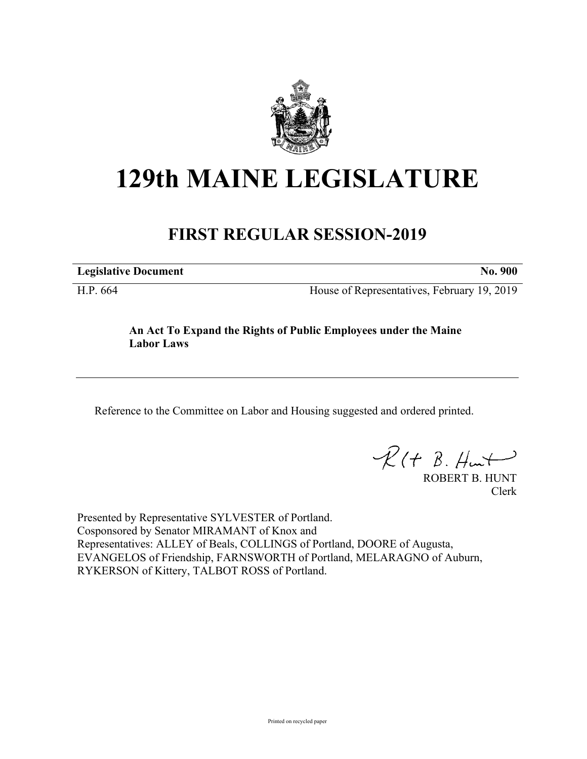# 129th MAINE LEGISLATURE

## FIRST REGULAR SESSION-2019

**Legislative Document** **No. 900**

H.P. 664 House of Representatives, February 19, 2019

**An Act To Expand the Rights of Public Employees under the Maine Labor Laws**

Reference to the Committee on Labor and Housing suggested and ordered printed.

ROBERT B. HUNT
Clerk

Presented by Representative SYLVESTER of Portland.
Cosponsored by Senator MIRAMANT of Knox and
Representatives: ALLEY of Beals, COLLINGS of Portland, DOORE of Augusta, EVANGELOS of Friendship, FARNSWORTH of Portland, MELARAGNO of Auburn, RYKERSON of Kittery, TALBOT ROSS of Portland.

Printed on recycled paper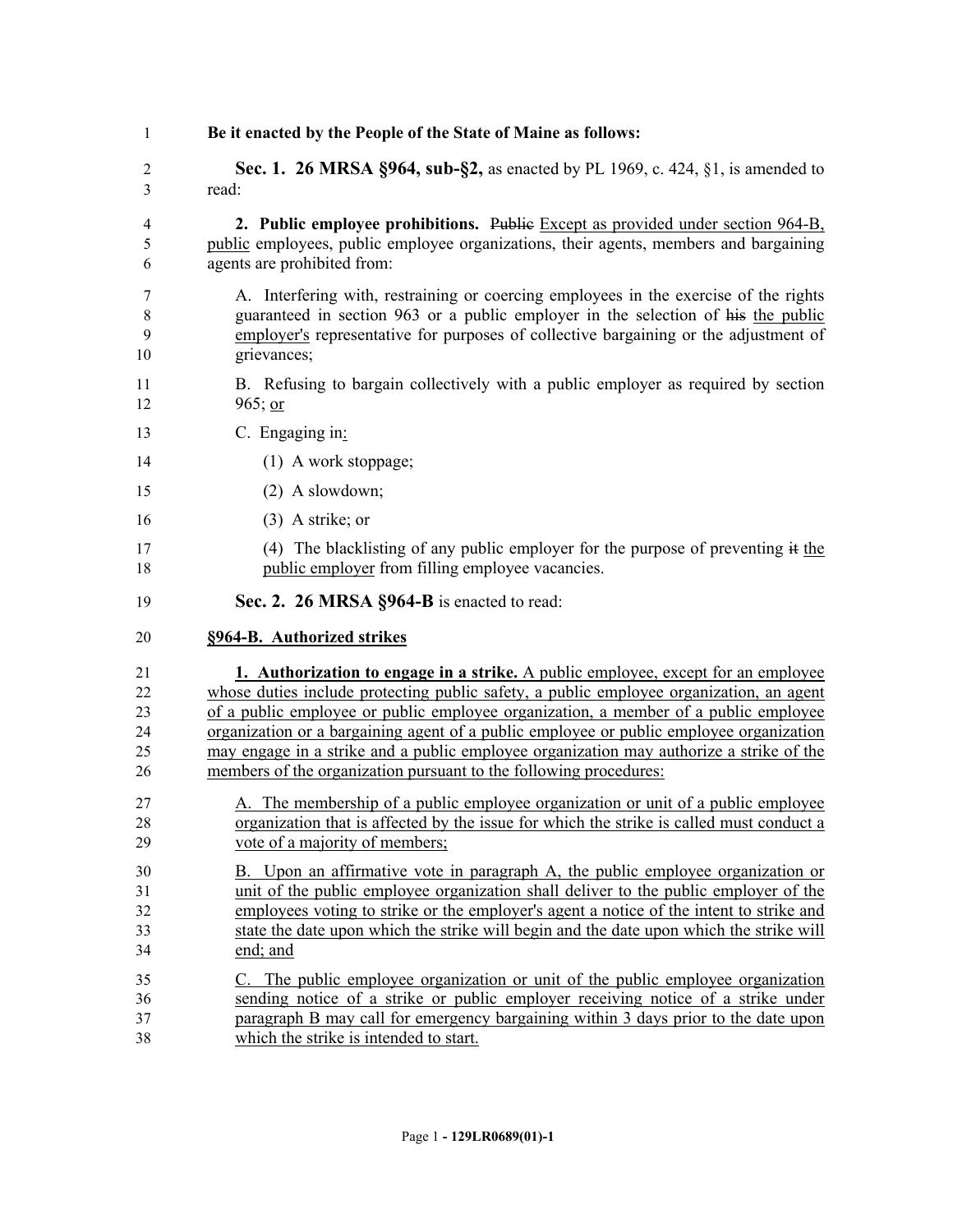**Be it enacted by the People of the State of Maine as follows:**

**Sec. 1. 26 MRSA §964, sub-§2,** as enacted by PL 1969, c. 424, §1, is amended to read:

**2. Public employee prohibitions.** ~~Public~~ Except as provided under section 964-B, public employees, public employee organizations, their agents, members and bargaining agents are prohibited from:

A. Interfering with, restraining or coercing employees in the exercise of the rights guaranteed in section 963 or a public employer in the selection of ~~his~~ the public employer's representative for purposes of collective bargaining or the adjustment of grievances;

B. Refusing to bargain collectively with a public employer as required by section 965; or

C. Engaging in:

(1) A work stoppage;

(2) A slowdown;

(3) A strike; or

(4) The blacklisting of any public employer for the purpose of preventing ~~it~~ the public employer from filling employee vacancies.

**Sec. 2. 26 MRSA §964-B** is enacted to read:

**§964-B. Authorized strikes**

**1. Authorization to engage in a strike.** A public employee, except for an employee whose duties include protecting public safety, a public employee organization, an agent of a public employee or public employee organization, a member of a public employee organization or a bargaining agent of a public employee or public employee organization may engage in a strike and a public employee organization may authorize a strike of the members of the organization pursuant to the following procedures:

A. The membership of a public employee organization or unit of a public employee organization that is affected by the issue for which the strike is called must conduct a vote of a majority of members;

B. Upon an affirmative vote in paragraph A, the public employee organization or unit of the public employee organization shall deliver to the public employer of the employees voting to strike or the employer's agent a notice of the intent to strike and state the date upon which the strike will begin and the date upon which the strike will end; and

C. The public employee organization or unit of the public employee organization sending notice of a strike or public employer receiving notice of a strike under paragraph B may call for emergency bargaining within 3 days prior to the date upon which the strike is intended to start.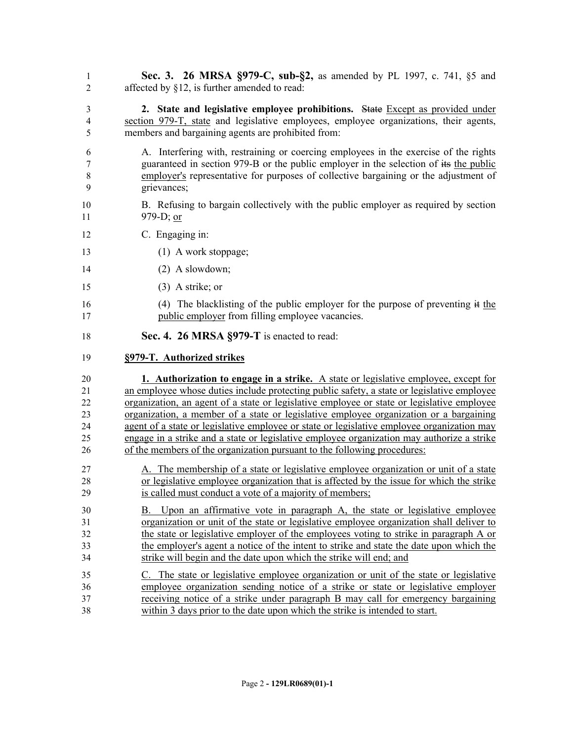**Sec. 3. 26 MRSA §979-C, sub-§2,** as amended by PL 1997, c. 741, §5 and affected by §12, is further amended to read:

**2. State and legislative employee prohibitions.** ~~State~~ Except as provided under section 979-T, state and legislative employees, employee organizations, their agents, members and bargaining agents are prohibited from:

A. Interfering with, restraining or coercing employees in the exercise of the rights guaranteed in section 979-B or the public employer in the selection of ~~its~~ the public employer's representative for purposes of collective bargaining or the adjustment of grievances;

B. Refusing to bargain collectively with the public employer as required by section 979-D; or

C. Engaging in:

(1) A work stoppage;

(2) A slowdown;

(3) A strike; or

(4) The blacklisting of the public employer for the purpose of preventing ~~it~~ the public employer from filling employee vacancies.

**Sec. 4. 26 MRSA §979-T** is enacted to read:

**§979-T. Authorized strikes**

**1. Authorization to engage in a strike.** A state or legislative employee, except for an employee whose duties include protecting public safety, a state or legislative employee organization, an agent of a state or legislative employee or state or legislative employee organization, a member of a state or legislative employee organization or a bargaining agent of a state or legislative employee or state or legislative employee organization may engage in a strike and a state or legislative employee organization may authorize a strike of the members of the organization pursuant to the following procedures:

A. The membership of a state or legislative employee organization or unit of a state or legislative employee organization that is affected by the issue for which the strike is called must conduct a vote of a majority of members;

B. Upon an affirmative vote in paragraph A, the state or legislative employee organization or unit of the state or legislative employee organization shall deliver to the state or legislative employer of the employees voting to strike in paragraph A or the employer's agent a notice of the intent to strike and state the date upon which the strike will begin and the date upon which the strike will end; and

C. The state or legislative employee organization or unit of the state or legislative employee organization sending notice of a strike or state or legislative employer receiving notice of a strike under paragraph B may call for emergency bargaining within 3 days prior to the date upon which the strike is intended to start.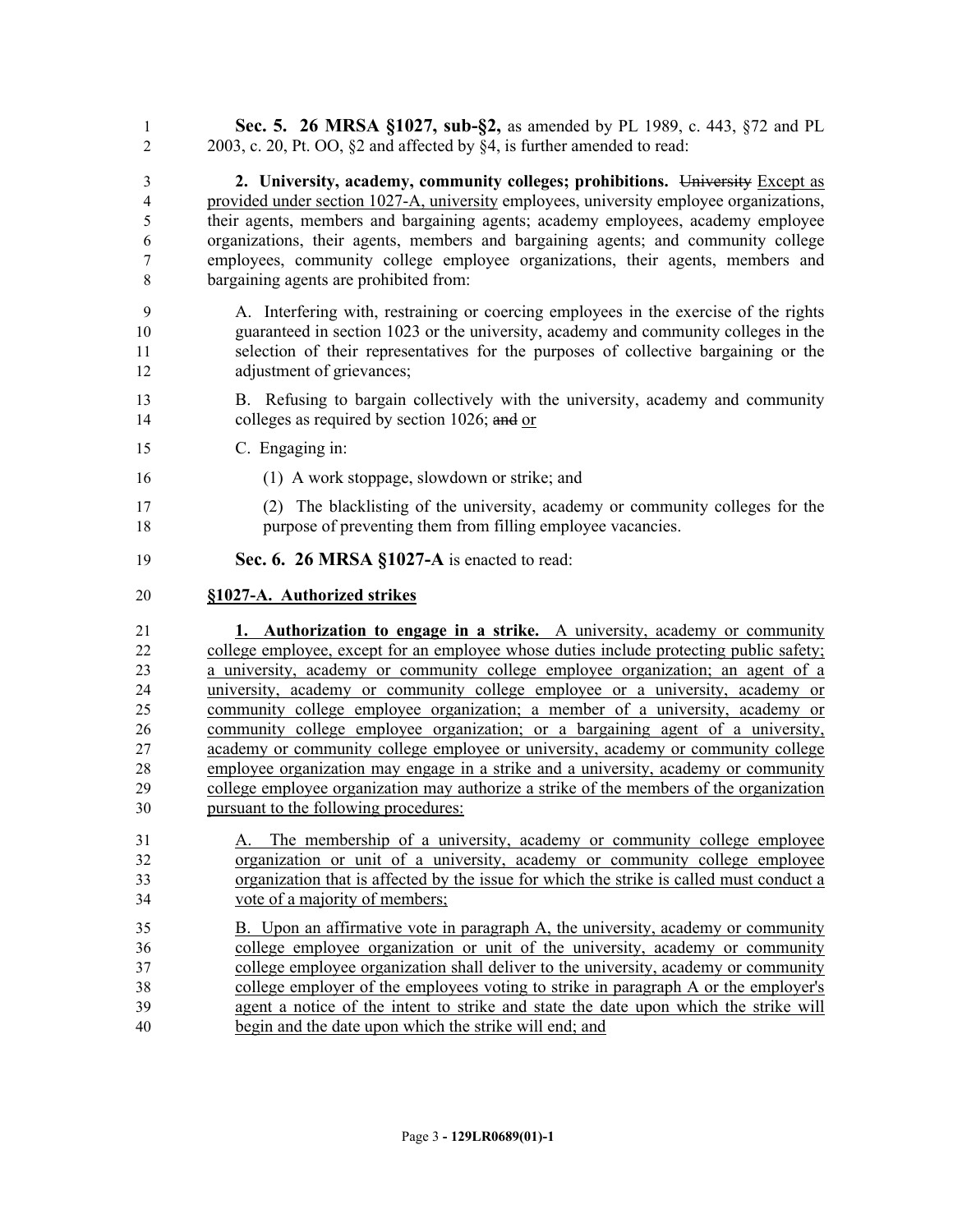**Sec. 5. 26 MRSA §1027, sub-§2,** as amended by PL 1989, c. 443, §72 and PL 2003, c. 20, Pt. OO, §2 and affected by §4, is further amended to read:

**2. University, academy, community colleges; prohibitions.** ~~University~~ Except as provided under section 1027-A, university employees, university employee organizations, their agents, members and bargaining agents; academy employees, academy employee organizations, their agents, members and bargaining agents; and community college employees, community college employee organizations, their agents, members and bargaining agents are prohibited from:

A. Interfering with, restraining or coercing employees in the exercise of the rights guaranteed in section 1023 or the university, academy and community colleges in the selection of their representatives for the purposes of collective bargaining or the adjustment of grievances;

B. Refusing to bargain collectively with the university, academy and community colleges as required by section 1026; ~~and~~ or

C. Engaging in:

(1) A work stoppage, slowdown or strike; and

(2) The blacklisting of the university, academy or community colleges for the purpose of preventing them from filling employee vacancies.

**Sec. 6. 26 MRSA §1027-A** is enacted to read:

**§1027-A. Authorized strikes**

**1. Authorization to engage in a strike.** A university, academy or community college employee, except for an employee whose duties include protecting public safety; a university, academy or community college employee organization; an agent of a university, academy or community college employee or a university, academy or community college employee organization; a member of a university, academy or community college employee organization; or a bargaining agent of a university, academy or community college employee or university, academy or community college employee organization may engage in a strike and a university, academy or community college employee organization may authorize a strike of the members of the organization pursuant to the following procedures:

A. The membership of a university, academy or community college employee organization or unit of a university, academy or community college employee organization that is affected by the issue for which the strike is called must conduct a vote of a majority of members;

B. Upon an affirmative vote in paragraph A, the university, academy or community college employee organization or unit of the university, academy or community college employee organization shall deliver to the university, academy or community college employer of the employees voting to strike in paragraph A or the employer's agent a notice of the intent to strike and state the date upon which the strike will begin and the date upon which the strike will end; and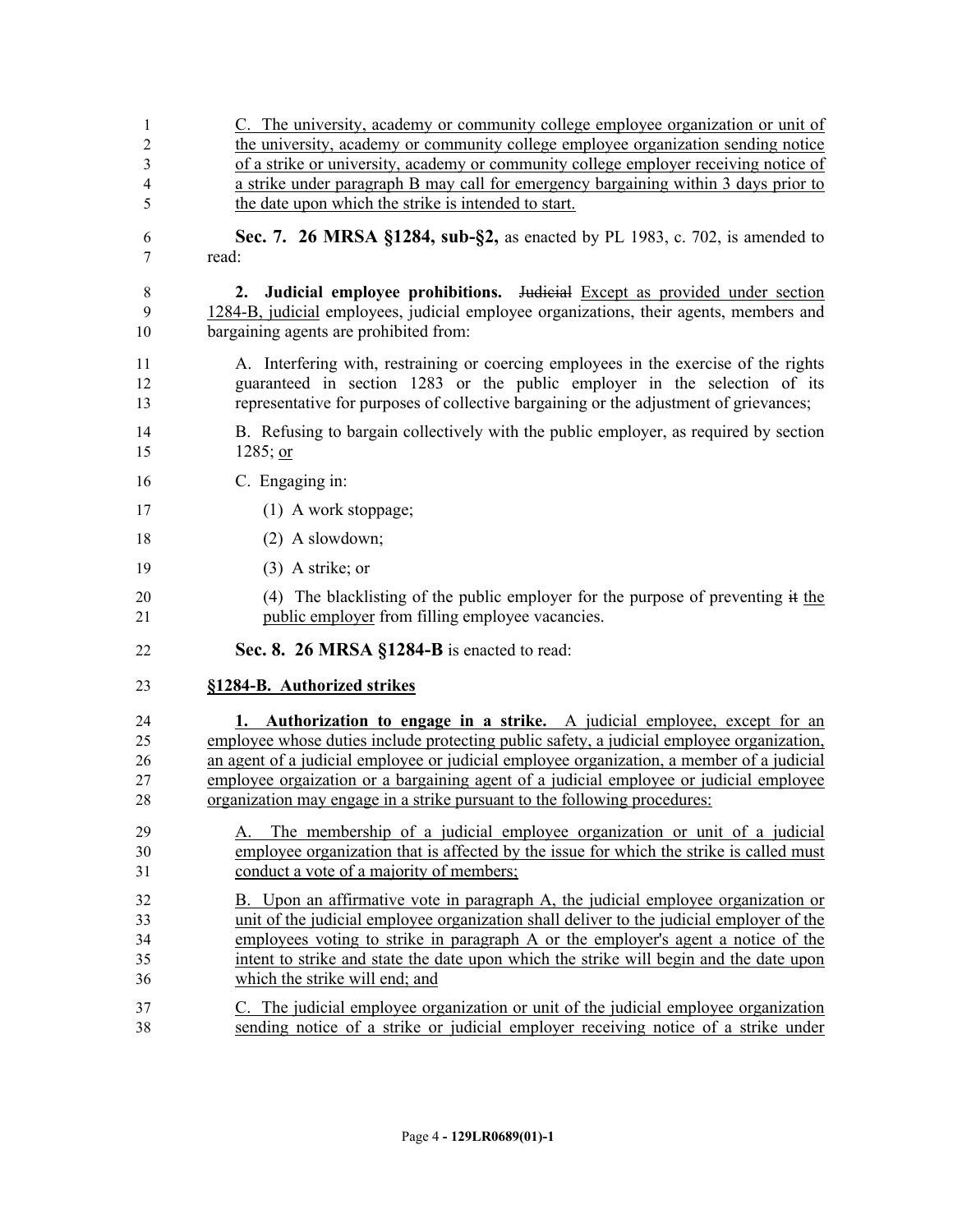C. The university, academy or community college employee organization or unit of the university, academy or community college employee organization sending notice of a strike or university, academy or community college employer receiving notice of a strike under paragraph B may call for emergency bargaining within 3 days prior to the date upon which the strike is intended to start.

**Sec. 7. 26 MRSA §1284, sub-§2,** as enacted by PL 1983, c. 702, is amended to read:

**2. Judicial employee prohibitions.** ~~Judicial~~ Except as provided under section 1284-B, judicial employees, judicial employee organizations, their agents, members and bargaining agents are prohibited from:

A. Interfering with, restraining or coercing employees in the exercise of the rights guaranteed in section 1283 or the public employer in the selection of its representative for purposes of collective bargaining or the adjustment of grievances;

B. Refusing to bargain collectively with the public employer, as required by section 1285; or

C. Engaging in:

(1) A work stoppage;

(2) A slowdown;

(3) A strike; or

(4) The blacklisting of the public employer for the purpose of preventing ~~it~~ the public employer from filling employee vacancies.

**Sec. 8. 26 MRSA §1284-B** is enacted to read:

**§1284-B. Authorized strikes**

**1. Authorization to engage in a strike.** A judicial employee, except for an employee whose duties include protecting public safety, a judicial employee organization, an agent of a judicial employee or judicial employee organization, a member of a judicial employee orgaization or a bargaining agent of a judicial employee or judicial employee organization may engage in a strike pursuant to the following procedures:

A. The membership of a judicial employee organization or unit of a judicial employee organization that is affected by the issue for which the strike is called must conduct a vote of a majority of members;

B. Upon an affirmative vote in paragraph A, the judicial employee organization or unit of the judicial employee organization shall deliver to the judicial employer of the employees voting to strike in paragraph A or the employer's agent a notice of the intent to strike and state the date upon which the strike will begin and the date upon which the strike will end; and

C. The judicial employee organization or unit of the judicial employee organization sending notice of a strike or judicial employer receiving notice of a strike under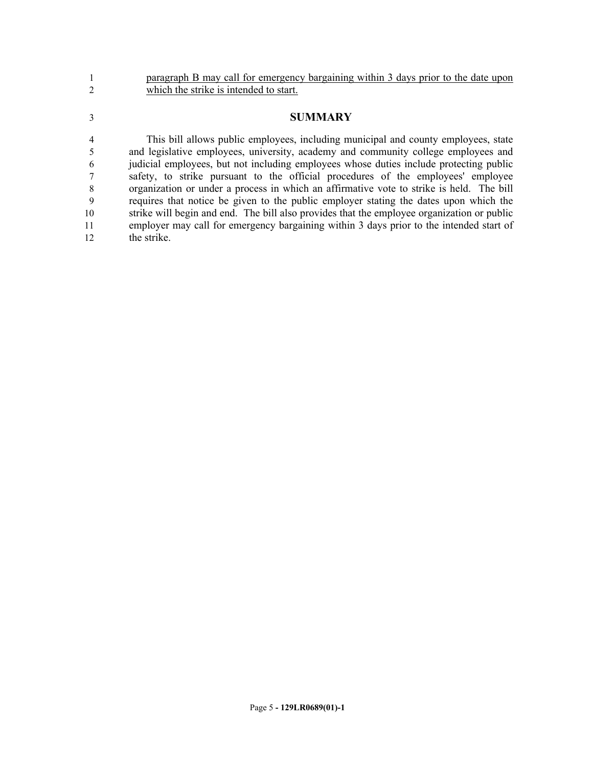paragraph B may call for emergency bargaining within 3 days prior to the date upon which the strike is intended to start.

## SUMMARY

This bill allows public employees, including municipal and county employees, state and legislative employees, university, academy and community college employees and judicial employees, but not including employees whose duties include protecting public safety, to strike pursuant to the official procedures of the employees' employee organization or under a process in which an affirmative vote to strike is held. The bill requires that notice be given to the public employer stating the dates upon which the strike will begin and end. The bill also provides that the employee organization or public employer may call for emergency bargaining within 3 days prior to the intended start of the strike.